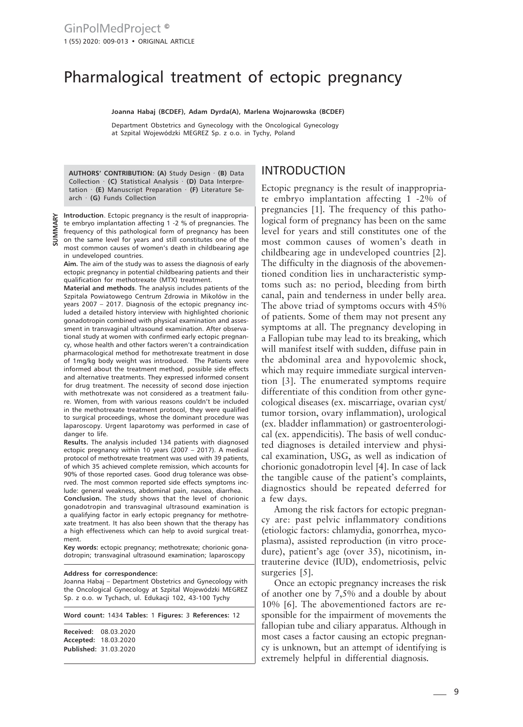# Pharmalogical treatment of ectopic pregnancy

**Joanna Habaj (BCDEF), Adam Dyrda(A), Marlena Wojnarowska (BCDEF)**

Department Obstetrics and Gynecology with the Oncological Gynecology at Szpital Wojewódzki MEGREZ Sp. z o.o. in Tychy, Poland

**AUTHORS' CONTRIBUTION: (A)** Study Design · **(B)** Data Collection · **(C)** Statistical Analysis · **(D)** Data Interpretation · **(E)** Manuscript Preparation · **(F)** Literature Search · **(G)** Funds Collection

## SUMMARY

**Introduction**. Ectopic pregnancy is the result of inappropriate embryo implantation affecting 1 -2 % of pregnancies. The frequency of this pathological form of pregnancy has been on the same level for years and still constitutes one of the most common causes of women's death in childbearing age in undeveloped countries.

**Aim.** The aim of the study was to assess the diagnosis of early ectopic pregnancy in potential childbearing patients and their qualification for methotrexate (MTX) treatment.

**Material and methods**. The analysis includes patients of the Szpitala Powiatowego Centrum Zdrowia in Mikołów in the years 2007 – 2017. Diagnosis of the ectopic pregnancy included a detailed history interview with highlighted chorionic gonadotropin combined with physical examination and assessment in transvaginal ultrasound examination. After observational study at women with confirmed early ectopic pregnancy, whose health and other factors weren't a contraindication pharmacological method for methotrexate treatment in dose of 1mg/kg body weight was introduced. The Patients were informed about the treatment method, possible side effects and alternative treatments. They expressed informed consent for drug treatment. The necessity of second dose injection with methotrexate was not considered as a treatment failure. Women, from with various reasons couldn't be included in the methotrexate treatment protocol, they were qualified to surgical proceedings, whose the dominant procedure was laparoscopy. Urgent laparotomy was performed in case of danger to life.

**Results.** The analysis included 134 patients with diagnosed ectopic pregnancy within 10 years (2007 – 2017). A medical protocol of methotrexate treatment was used with 39 patients, of which 35 achieved complete remission, which accounts for 90% of those reported cases. Good drug tolerance was observed. The most common reported side effects symptoms include: general weakness, abdominal pain, nausea, diarrhea.

**Conclusion.** The study shows that the level of chorionic gonadotropin and transvaginal ultrasound examination is a qualifying factor in early ectopic pregnancy for methotrexate treatment. It has also been shown that the therapy has a high effectiveness which can help to avoid surgical treatment.

**Key words:** ectopic pregnancy; methotrexate; chorionic gonadotropin; transvaginal ultrasound examination; laparoscopy

**Address for correspondence:**
Joanna Habaj – Department Obstetrics and Gynecology with the Oncological Gynecology at Szpital Wojewódzki MEGREZ Sp. z o.o. w Tychach, ul. Edukacji 102, 43-100 Tychy

**Word count:** 1434 **Tables:** 1 **Figures:** 3 **References:** 12

**Received:** 08.03.2020
**Accepted:** 18.03.2020
**Published:** 31.03.2020

## INTRODUCTION

Ectopic pregnancy is the result of inappropriate embryo implantation affecting 1 -2% of pregnancies [1]. The frequency of this pathological form of pregnancy has been on the same level for years and still constitutes one of the most common causes of women's death in childbearing age in undeveloped countries [2]. The difficulty in the diagnosis of the abovementioned condition lies in uncharacteristic symptoms such as: no period, bleeding from birth canal, pain and tenderness in under belly area. The above triad of symptoms occurs with 45% of patients. Some of them may not present any symptoms at all. The pregnancy developing in a Fallopian tube may lead to its breaking, which will manifest itself with sudden, diffuse pain in the abdominal area and hypovolemic shock, which may require immediate surgical intervention [3]. The enumerated symptoms require differentiate of this condition from other gynecological diseases (ex. miscarriage, ovarian cyst/tumor torsion, ovary inflammation), urological (ex. bladder inflammation) or gastroenterological (ex. appendicitis). The basis of well conducted diagnoses is detailed interview and physical examination, USG, as well as indication of chorionic gonadotropin level [4]. In case of lack the tangible cause of the patient's complaints, diagnostics should be repeated deferred for a few days.

Among the risk factors for ectopic pregnancy are: past pelvic inflammatory conditions (etiologic factors: chlamydia, gonorrhea, mycoplasma), assisted reproduction (in vitro procedure), patient's age (over 35), nicotinism, intrauterine device (IUD), endometriosis, pelvic surgeries [5].

Once an ectopic pregnancy increases the risk of another one by 7,5% and a double by about 10% [6]. The abovementioned factors are responsible for the impairment of movements the fallopian tube and ciliary apparatus. Although in most cases a factor causing an ectopic pregnancy is unknown, but an attempt of identifying is extremely helpful in differential diagnosis.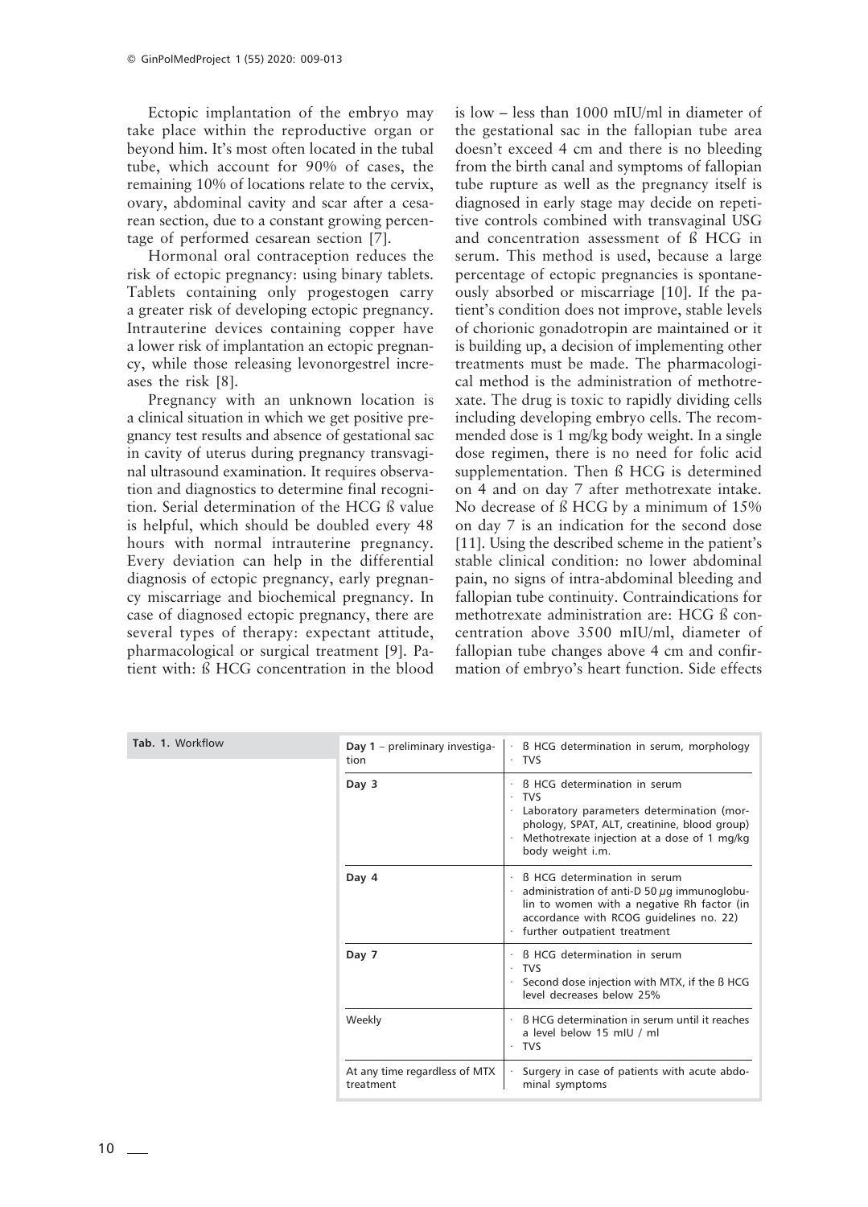Ectopic implantation of the embryo may take place within the reproductive organ or beyond him. It's most often located in the tubal tube, which account for 90% of cases, the remaining 10% of locations relate to the cervix, ovary, abdominal cavity and scar after a cesarean section, due to a constant growing percentage of performed cesarean section [7].

Hormonal oral contraception reduces the risk of ectopic pregnancy: using binary tablets. Tablets containing only progestogen carry a greater risk of developing ectopic pregnancy. Intrauterine devices containing copper have a lower risk of implantation an ectopic pregnancy, while those releasing levonorgestrel increases the risk [8].

Pregnancy with an unknown location is a clinical situation in which we get positive pregnancy test results and absence of gestational sac in cavity of uterus during pregnancy transvaginal ultrasound examination. It requires observation and diagnostics to determine final recognition. Serial determination of the HCG ß value is helpful, which should be doubled every 48 hours with normal intrauterine pregnancy. Every deviation can help in the differential diagnosis of ectopic pregnancy, early pregnancy miscarriage and biochemical pregnancy. In case of diagnosed ectopic pregnancy, there are several types of therapy: expectant attitude, pharmacological or surgical treatment [9]. Patient with: ß HCG concentration in the blood is low – less than 1000 mIU/ml in diameter of the gestational sac in the fallopian tube area doesn't exceed 4 cm and there is no bleeding from the birth canal and symptoms of fallopian tube rupture as well as the pregnancy itself is diagnosed in early stage may decide on repetitive controls combined with transvaginal USG and concentration assessment of ß HCG in serum. This method is used, because a large percentage of ectopic pregnancies is spontaneously absorbed or miscarriage [10]. If the patient's condition does not improve, stable levels of chorionic gonadotropin are maintained or it is building up, a decision of implementing other treatments must be made. The pharmacological method is the administration of methotrexate. The drug is toxic to rapidly dividing cells including developing embryo cells. The recommended dose is 1 mg/kg body weight. In a single dose regimen, there is no need for folic acid supplementation. Then ß HCG is determined on 4 and on day 7 after methotrexate intake. No decrease of ß HCG by a minimum of 15% on day 7 is an indication for the second dose [11]. Using the described scheme in the patient's stable clinical condition: no lower abdominal pain, no signs of intra-abdominal bleeding and fallopian tube continuity. Contraindications for methotrexate administration are: HCG ß concentration above 3500 mIU/ml, diameter of fallopian tube changes above 4 cm and confirmation of embryo's heart function. Side effects

**Tab. 1.** Workflow

| | |
|---|---|
| **Day 1** – preliminary investigation | · ß HCG determination in serum, morphology<br>· TVS |
| **Day 3** | · ß HCG determination in serum<br>· TVS<br>· Laboratory parameters determination (morphology, SPAT, ALT, creatinine, blood group)<br>· Methotrexate injection at a dose of 1 mg/kg body weight i.m. |
| **Day 4** | · ß HCG determination in serum<br>· administration of anti-D 50 μg immunoglobulin to women with a negative Rh factor (in accordance with RCOG guidelines no. 22)<br>· further outpatient treatment |
| **Day 7** | · ß HCG determination in serum<br>· TVS<br>· Second dose injection with MTX, if the ß HCG level decreases below 25% |
| Weekly | · ß HCG determination in serum until it reaches a level below 15 mIU / ml<br>· TVS |
| At any time regardless of MTX treatment | · Surgery in case of patients with acute abdominal symptoms |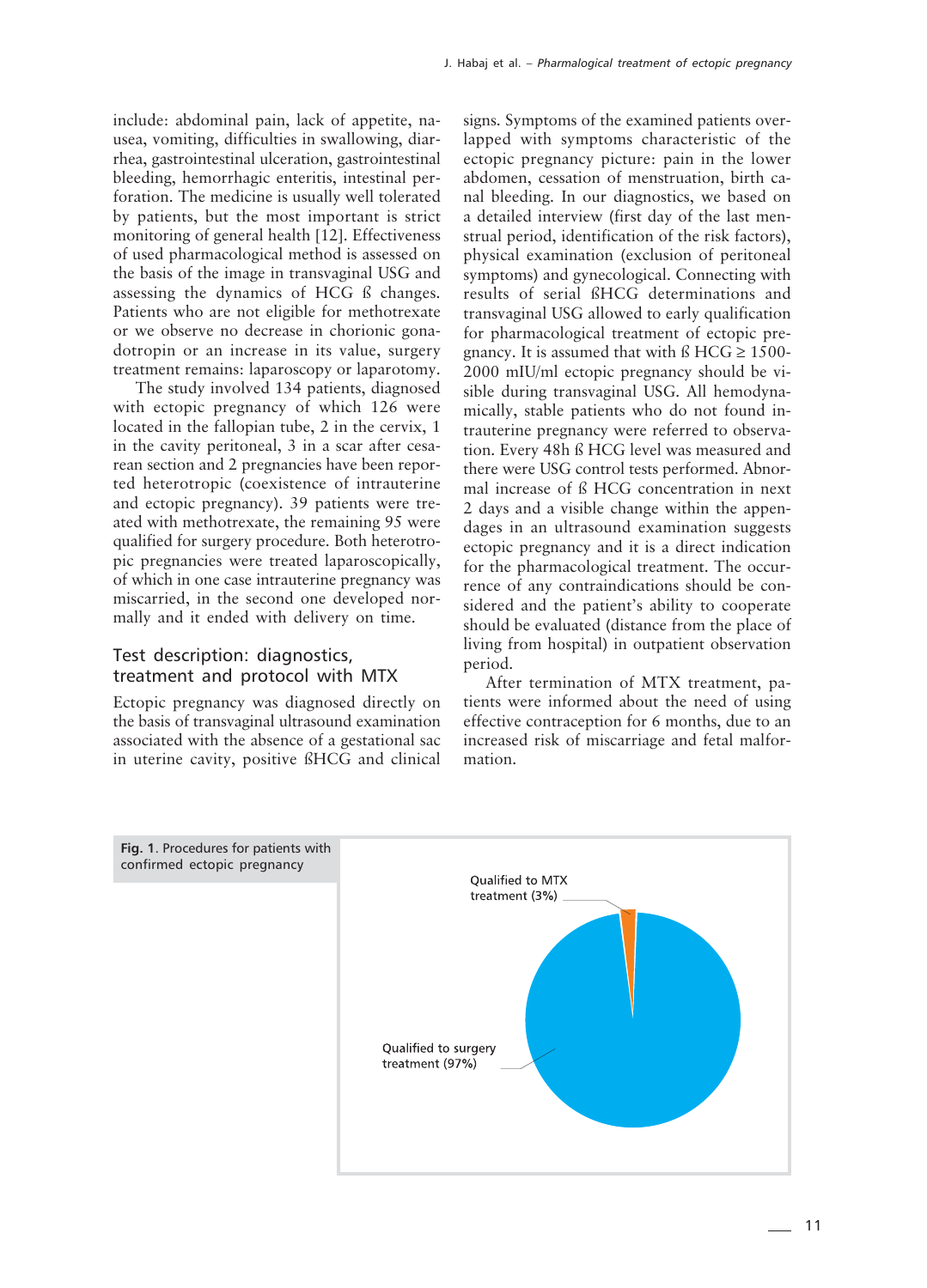include: abdominal pain, lack of appetite, nausea, vomiting, difficulties in swallowing, diarrhea, gastrointestinal ulceration, gastrointestinal bleeding, hemorrhagic enteritis, intestinal perforation. The medicine is usually well tolerated by patients, but the most important is strict monitoring of general health [12]. Effectiveness of used pharmacological method is assessed on the basis of the image in transvaginal USG and assessing the dynamics of HCG ß changes. Patients who are not eligible for methotrexate or we observe no decrease in chorionic gonadotropin or an increase in its value, surgery treatment remains: laparoscopy or laparotomy.

The study involved 134 patients, diagnosed with ectopic pregnancy of which 126 were located in the fallopian tube, 2 in the cervix, 1 in the cavity peritoneal, 3 in a scar after cesarean section and 2 pregnancies have been reported heterotropic (coexistence of intrauterine and ectopic pregnancy). 39 patients were treated with methotrexate, the remaining 95 were qualified for surgery procedure. Both heterotropic pregnancies were treated laparoscopically, of which in one case intrauterine pregnancy was miscarried, in the second one developed normally and it ended with delivery on time.

## Test description: diagnostics, treatment and protocol with MTX

Ectopic pregnancy was diagnosed directly on the basis of transvaginal ultrasound examination associated with the absence of a gestational sac in uterine cavity, positive ßHCG and clinical signs. Symptoms of the examined patients overlapped with symptoms characteristic of the ectopic pregnancy picture: pain in the lower abdomen, cessation of menstruation, birth canal bleeding. In our diagnostics, we based on a detailed interview (first day of the last menstrual period, identification of the risk factors), physical examination (exclusion of peritoneal symptoms) and gynecological. Connecting with results of serial ßHCG determinations and transvaginal USG allowed to early qualification for pharmacological treatment of ectopic pregnancy. It is assumed that with ß HCG ≥ 1500-2000 mIU/ml ectopic pregnancy should be visible during transvaginal USG. All hemodynamically, stable patients who do not found intrauterine pregnancy were referred to observation. Every 48h ß HCG level was measured and there were USG control tests performed. Abnormal increase of ß HCG concentration in next 2 days and a visible change within the appendages in an ultrasound examination suggests ectopic pregnancy and it is a direct indication for the pharmacological treatment. The occurrence of any contraindications should be considered and the patient's ability to cooperate should be evaluated (distance from the place of living from hospital) in outpatient observation period.

After termination of MTX treatment, patients were informed about the need of using effective contraception for 6 months, due to an increased risk of miscarriage and fetal malformation.

**Fig. 1**. Procedures for patients with confirmed ectopic pregnancy

Qualified to MTX treatment (3%)

Qualified to surgery treatment (97%)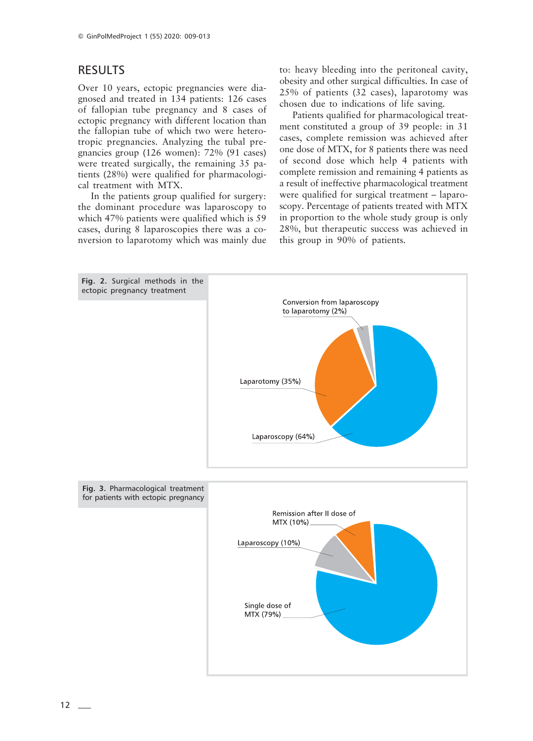## RESULTS

Over 10 years, ectopic pregnancies were diagnosed and treated in 134 patients: 126 cases of fallopian tube pregnancy and 8 cases of ectopic pregnancy with different location than the fallopian tube of which two were heterotropic pregnancies. Analyzing the tubal pregnancies group (126 women): 72% (91 cases) were treated surgically, the remaining 35 patients (28%) were qualified for pharmacological treatment with MTX.

In the patients group qualified for surgery: the dominant procedure was laparoscopy to which 47% patients were qualified which is 59 cases, during 8 laparoscopies there was a conversion to laparotomy which was mainly due to: heavy bleeding into the peritoneal cavity, obesity and other surgical difficulties. In case of 25% of patients (32 cases), laparotomy was chosen due to indications of life saving.

Patients qualified for pharmacological treatment constituted a group of 39 people: in 31 cases, complete remission was achieved after one dose of MTX, for 8 patients there was need of second dose which help 4 patients with complete remission and remaining 4 patients as a result of ineffective pharmacological treatment were qualified for surgical treatment – laparoscopy. Percentage of patients treated with MTX in proportion to the whole study group is only 28%, but therapeutic success was achieved in this group in 90% of patients.

**Fig. 2.** Surgical methods in the ectopic pregnancy treatment

Conversion from laparoscopy to laparotomy (2%)
Laparotomy (35%)
Laparoscopy (64%)

**Fig. 3.** Pharmacological treatment for patients with ectopic pregnancy

Remission after II dose of MTX (10%)
Laparoscopy (10%)
Single dose of MTX (79%)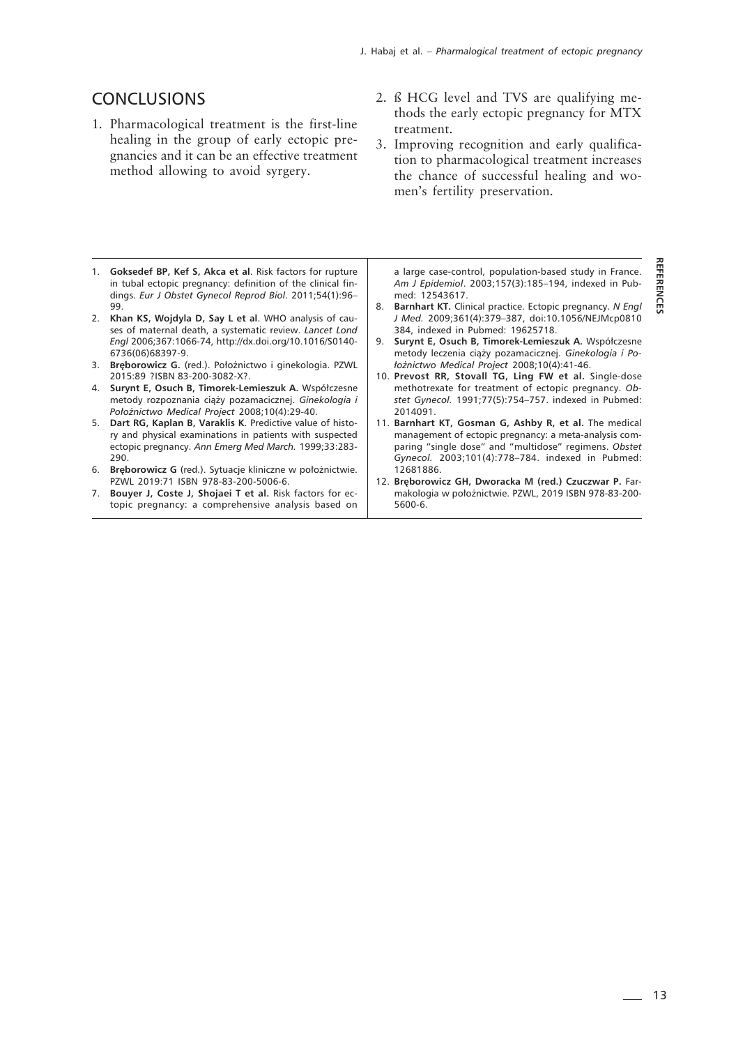## CONCLUSIONS

1. Pharmacological treatment is the first-line healing in the group of early ectopic pregnancies and it can be an effective treatment method allowing to avoid syrgery.
2. ß HCG level and TVS are qualifying methods the early ectopic pregnancy for MTX treatment.
3. Improving recognition and early qualification to pharmacological treatment increases the chance of successful healing and women's fertility preservation.

## REFERENCES

1. **Goksedef BP, Kef S, Akca et al**. Risk factors for rupture in tubal ectopic pregnancy: definition of the clinical findings. *Eur J Obstet Gynecol Reprod Biol*. 2011;54(1):96–99.
2. **Khan KS, Wojdyla D, Say L et al**. WHO analysis of causes of maternal death, a systematic review. *Lancet Lond Engl* 2006;367:1066-74, http://dx.doi.org/10.1016/S0140-6736(06)68397-9.
3. **Bręborowicz G.** (red.). Położnictwo i ginekologia. PZWL 2015:89 ?ISBN 83-200-3082-X?.
4. **Surynt E, Osuch B, Timorek-Lemieszuk A.** Współczesne metody rozpoznania ciąży pozamacicznej. *Ginekologia i Położnictwo Medical Project* 2008;10(4):29-40.
5. **Dart RG, Kaplan B, Varaklis K**. Predictive value of history and physical examinations in patients with suspected ectopic pregnancy. *Ann Emerg Med March.* 1999;33:283-290.
6. **Bręborowicz G** (red.). Sytuacje kliniczne w położnictwie. PZWL 2019:71 ISBN 978-83-200-5006-6.
7. **Bouyer J, Coste J, Shojaei T et al.** Risk factors for ectopic pregnancy: a comprehensive analysis based on a large case-control, population-based study in France. *Am J Epidemiol*. 2003;157(3):185–194, indexed in Pubmed: 12543617.
8. **Barnhart KT.** Clinical practice. Ectopic pregnancy. *N Engl J Med.* 2009;361(4):379–387, doi:10.1056/NEJMcp0810384, indexed in Pubmed: 19625718.
9. **Surynt E, Osuch B, Timorek-Lemieszuk A.** Współczesne metody leczenia ciąży pozamacicznej. *Ginekologia i Położnictwo Medical Project* 2008;10(4):41-46.
10. **Prevost RR, Stovall TG, Ling FW et al.** Single-dose methotrexate for treatment of ectopic pregnancy. *Obstet Gynecol.* 1991;77(5):754–757. indexed in Pubmed: 2014091.
11. **Barnhart KT, Gosman G, Ashby R, et al.** The medical management of ectopic pregnancy: a meta-analysis comparing "single dose" and "multidose" regimens. *Obstet Gynecol.* 2003;101(4):778–784. indexed in Pubmed: 12681886.
12. **Bręborowicz GH, Dworacka M (red.) Czuczwar P.** Farmakologia w położnictwie. PZWL, 2019 ISBN 978-83-200-5600-6.